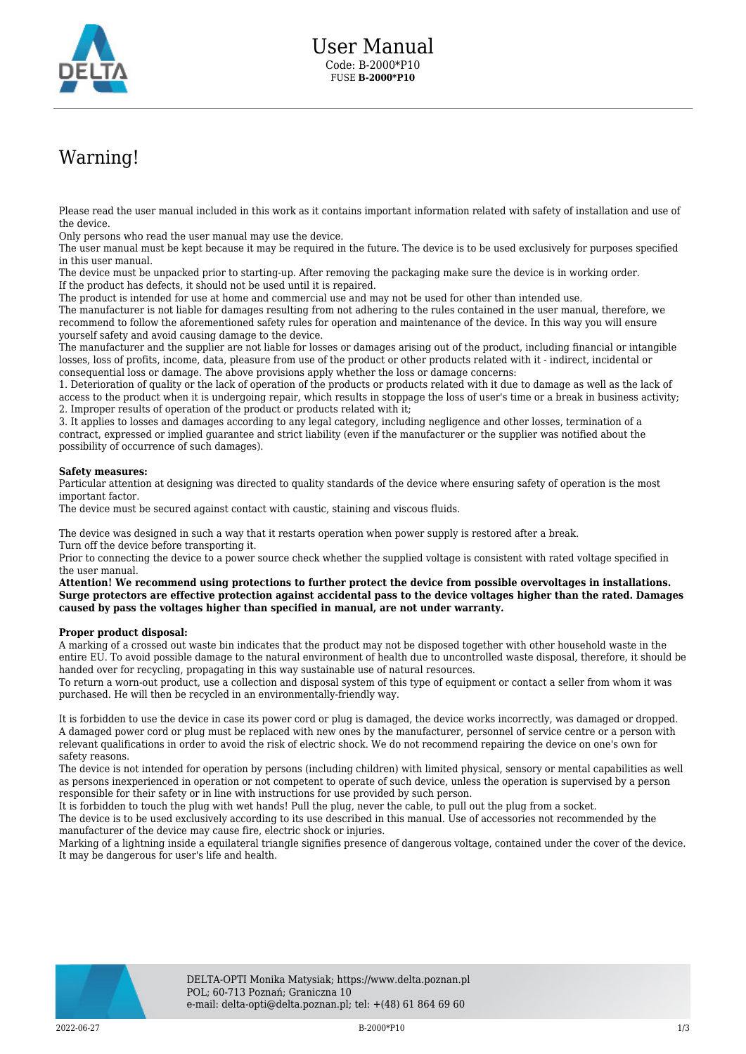# User Manual

Code: B-2000*P10
FUSE **B-2000*P10**

## Warning!

Please read the user manual included in this work as it contains important information related with safety of installation and use of the device.
Only persons who read the user manual may use the device.
The user manual must be kept because it may be required in the future. The device is to be used exclusively for purposes specified in this user manual.
The device must be unpacked prior to starting-up. After removing the packaging make sure the device is in working order.
If the product has defects, it should not be used until it is repaired.
The product is intended for use at home and commercial use and may not be used for other than intended use.
The manufacturer is not liable for damages resulting from not adhering to the rules contained in the user manual, therefore, we recommend to follow the aforementioned safety rules for operation and maintenance of the device. In this way you will ensure yourself safety and avoid causing damage to the device.
The manufacturer and the supplier are not liable for losses or damages arising out of the product, including financial or intangible losses, loss of profits, income, data, pleasure from use of the product or other products related with it - indirect, incidental or consequential loss or damage. The above provisions apply whether the loss or damage concerns:
1. Deterioration of quality or the lack of operation of the products or products related with it due to damage as well as the lack of access to the product when it is undergoing repair, which results in stoppage the loss of user's time or a break in business activity;
2. Improper results of operation of the product or products related with it;
3. It applies to losses and damages according to any legal category, including negligence and other losses, termination of a contract, expressed or implied guarantee and strict liability (even if the manufacturer or the supplier was notified about the possibility of occurrence of such damages).

**Safety measures:**
Particular attention at designing was directed to quality standards of the device where ensuring safety of operation is the most important factor.
The device must be secured against contact with caustic, staining and viscous fluids.

The device was designed in such a way that it restarts operation when power supply is restored after a break.
Turn off the device before transporting it.
Prior to connecting the device to a power source check whether the supplied voltage is consistent with rated voltage specified in the user manual.
**Attention! We recommend using protections to further protect the device from possible overvoltages in installations. Surge protectors are effective protection against accidental pass to the device voltages higher than the rated. Damages caused by pass the voltages higher than specified in manual, are not under warranty.**

**Proper product disposal:**
A marking of a crossed out waste bin indicates that the product may not be disposed together with other household waste in the entire EU. To avoid possible damage to the natural environment of health due to uncontrolled waste disposal, therefore, it should be handed over for recycling, propagating in this way sustainable use of natural resources.
To return a worn-out product, use a collection and disposal system of this type of equipment or contact a seller from whom it was purchased. He will then be recycled in an environmentally-friendly way.

It is forbidden to use the device in case its power cord or plug is damaged, the device works incorrectly, was damaged or dropped. A damaged power cord or plug must be replaced with new ones by the manufacturer, personnel of service centre or a person with relevant qualifications in order to avoid the risk of electric shock. We do not recommend repairing the device on one's own for safety reasons.
The device is not intended for operation by persons (including children) with limited physical, sensory or mental capabilities as well as persons inexperienced in operation or not competent to operate of such device, unless the operation is supervised by a person responsible for their safety or in line with instructions for use provided by such person.
It is forbidden to touch the plug with wet hands! Pull the plug, never the cable, to pull out the plug from a socket.
The device is to be used exclusively according to its use described in this manual. Use of accessories not recommended by the manufacturer of the device may cause fire, electric shock or injuries.
Marking of a lightning inside a equilateral triangle signifies presence of dangerous voltage, contained under the cover of the device. It may be dangerous for user's life and health.

DELTA-OPTI Monika Matysiak; https://www.delta.poznan.pl
POL; 60-713 Poznań; Graniczna 10
e-mail: delta-opti@delta.poznan.pl; tel: +(48) 61 864 69 60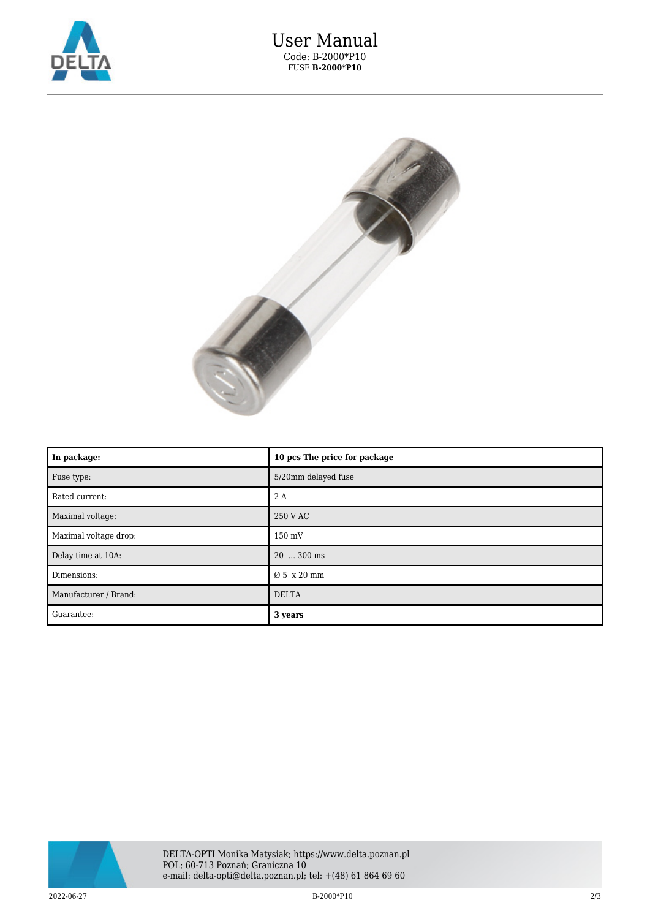# User Manual

Code: B-2000*P10

FUSE **B-2000*P10**

| **In package:** | **10 pcs The price for package** |
|---|---|
| Fuse type: | 5/20mm delayed fuse |
| Rated current: | 2 A |
| Maximal voltage: | 250 V AC |
| Maximal voltage drop: | 150 mV |
| Delay time at 10A: | 20 ... 300 ms |
| Dimensions: | Ø 5 x 20 mm |
| Manufacturer / Brand: | DELTA |
| Guarantee: | **3 years** |

DELTA-OPTI Monika Matysiak; https://www.delta.poznan.pl
POL; 60-713 Poznań; Graniczna 10
e-mail: delta-opti@delta.poznan.pl; tel: +(48) 61 864 69 60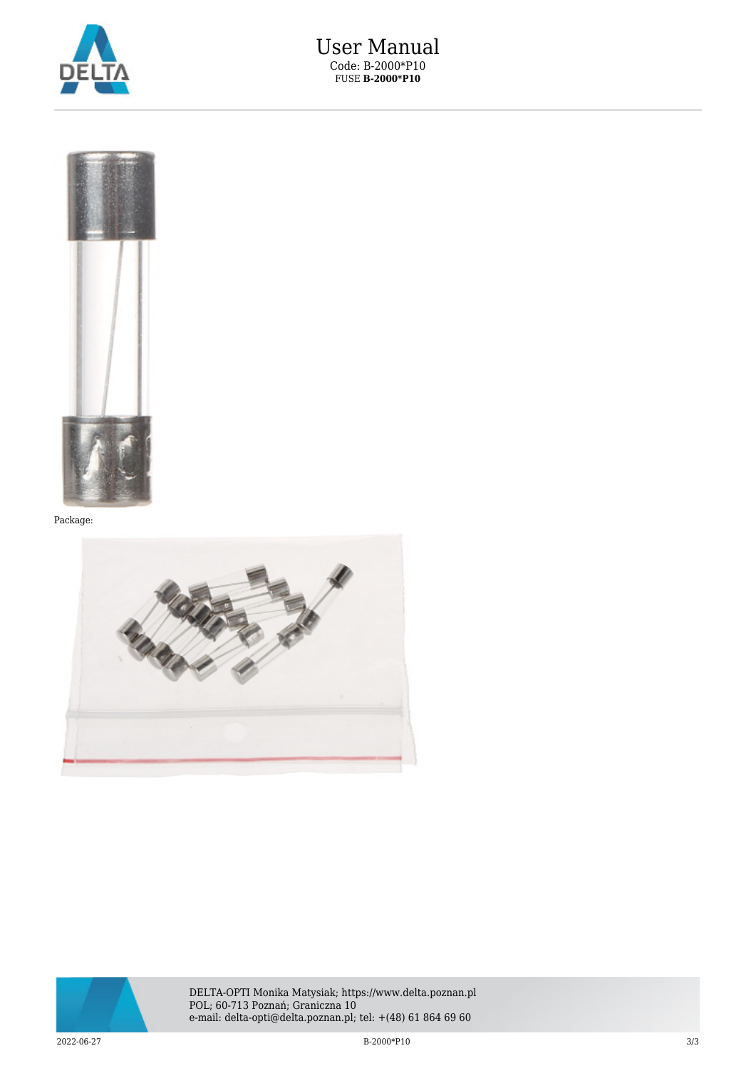Package: